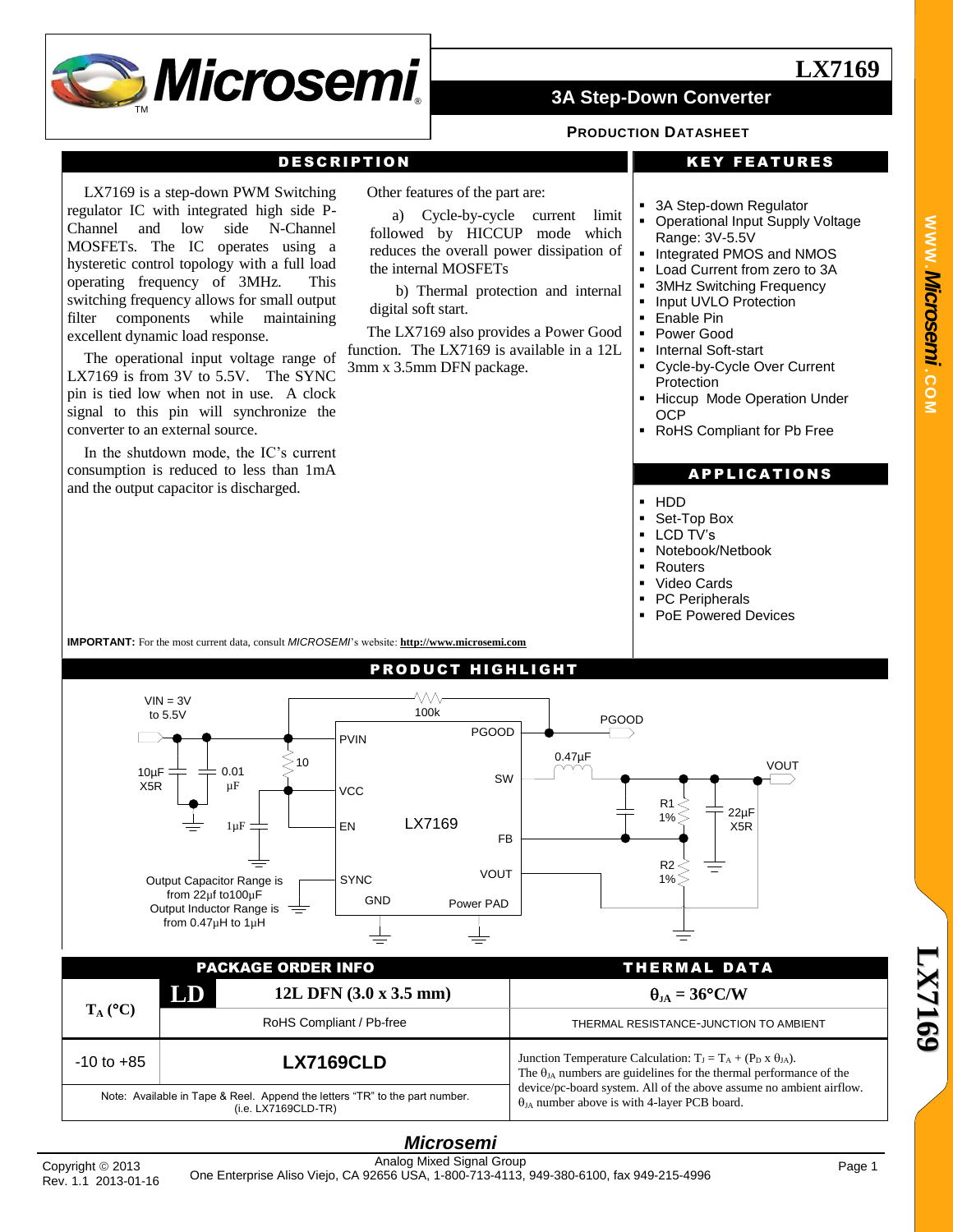# LX7169

## 3A Step-Down Converter

**PRODUCTION DATASHEET**

## DESCRIPTION

LX7169 is a step-down PWM Switching regulator IC with integrated high side P-Channel and low side N-Channel MOSFETs. The IC operates using a hysteretic control topology with a full load operating frequency of 3MHz. This switching frequency allows for small output filter components while maintaining excellent dynamic load response.

The operational input voltage range of LX7169 is from 3V to 5.5V. The SYNC pin is tied low when not in use. A clock signal to this pin will synchronize the converter to an external source.

In the shutdown mode, the IC's current consumption is reduced to less than 1mA and the output capacitor is discharged.

Other features of the part are:

a) Cycle-by-cycle current limit followed by HICCUP mode which reduces the overall power dissipation of the internal MOSFETs

b) Thermal protection and internal digital soft start.

The LX7169 also provides a Power Good function. The LX7169 is available in a 12L 3mm x 3.5mm DFN package.

**IMPORTANT:** For the most current data, consult *MICROSEMI*'s website: **http://www.microsemi.com**

## KEY FEATURES

- 3A Step-down Regulator
- Operational Input Supply Voltage Range: 3V-5.5V
- Integrated PMOS and NMOS
- Load Current from zero to 3A
- 3MHz Switching Frequency
- Input UVLO Protection
- Enable Pin
- Power Good
- Internal Soft-start
- Cycle-by-Cycle Over Current Protection
- Hiccup Mode Operation Under OCP
- RoHS Compliant for Pb Free

## APPLICATIONS

- HDD
- Set-Top Box
- LCD TV's
- Notebook/Netbook
- Routers
- Video Cards
- PC Peripherals
- PoE Powered Devices

## PRODUCT HIGHLIGHT

VIN = 3V to 5.5V; 10µF X5R; 0.01 µF; 1µF; 10; 100k; PVIN; VCC; EN; SYNC; GND; LX7169; PGOOD; SW; FB; VOUT; Power PAD; 0.47µH; R1 1%; R2 1%; 22µF X5R; PGOOD; VOUT

Output Capacitor Range is from 22µf to100µF
Output Inductor Range is from 0.47µH to 1µH

| PACKAGE ORDER INFO | | |
|---|---|---|
| $T_A$ (°C) | **LD** | **12L DFN (3.0 x 3.5 mm)** |
| | | RoHS Compliant / Pb-free |
| -10 to +85 | | **LX7169CLD** |

Note: Available in Tape & Reel. Append the letters "TR" to the part number. (i.e. LX7169CLD-TR)

| THERMAL DATA |
|---|
| **$\theta_{JA}$ = 36°C/W** |
| THERMAL RESISTANCE-JUNCTION TO AMBIENT |

Junction Temperature Calculation: $T_J = T_A + (P_D \times \theta_{JA})$.
The $\theta_{JA}$ numbers are guidelines for the thermal performance of the device/pc-board system. All of the above assume no ambient airflow. $\theta_{JA}$ number above is with 4-layer PCB board.

Copyright © 2013
Rev. 1.1 2013-01-16

*Microsemi*
Analog Mixed Signal Group
One Enterprise Aliso Viejo, CA 92656 USA, 1-800-713-4113, 949-380-6100, fax 949-215-4996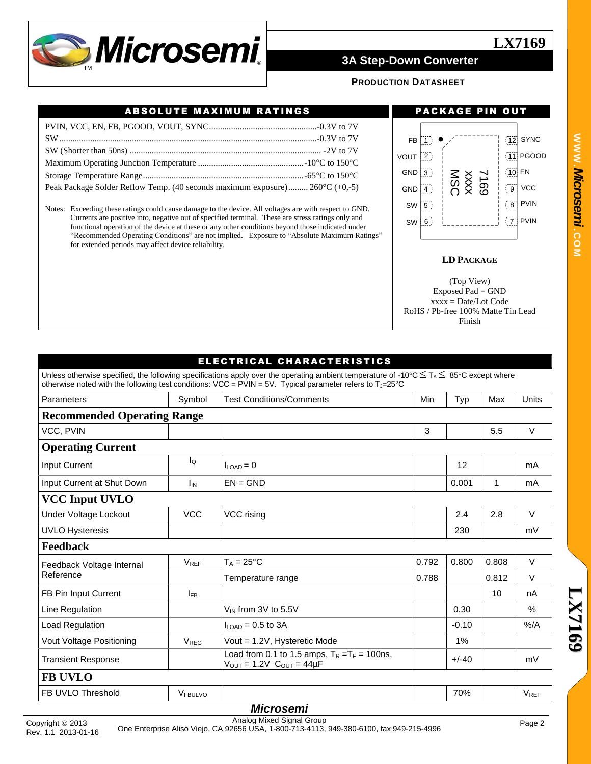## ABSOLUTE MAXIMUM RATINGS

PVIN, VCC, EN, FB, PGOOD, VOUT, SYNC........................................-0.3V to 7V
SW.............................................................................................-0.3V to 7V
SW (Shorter than 50ns) ............................................................... -2V to 7V
Maximum Operating Junction Temperature .................................-10°C to 150°C
Storage Temperature Range........................................................-65°C to 150°C
Peak Package Solder Reflow Temp. (40 seconds maximum exposure)......... 260°C (+0,-5)

Notes: Exceeding these ratings could cause damage to the device. All voltages are with respect to GND. Currents are positive into, negative out of specified terminal. These are stress ratings only and functional operation of the device at these or any other conditions beyond those indicated under "Recommended Operating Conditions" are not implied. Exposure to "Absolute Maximum Ratings" for extended periods may affect device reliability.

## PACKAGE PIN OUT

| Pin | Name | Pin | Name |
|---|---|---|---|
| 1 | FB | 12 | SYNC |
| 2 | VOUT | 11 | PGOOD |
| 3 | GND | 10 | EN |
| 4 | GND | 9 | VCC |
| 5 | SW | 8 | PVIN |
| 6 | SW | 7 | PVIN |

Marking: MSC xxxx 7169

**LD PACKAGE**

(Top View)
Exposed Pad = GND
xxxx = Date/Lot Code
RoHS / Pb-free 100% Matte Tin Lead Finish

## ELECTRICAL CHARACTERISTICS

Unless otherwise specified, the following specifications apply over the operating ambient temperature of -10°C ≤ $T_A$ ≤ 85°C except where otherwise noted with the following test conditions: VCC = PVIN = 5V. Typical parameter refers to $T_J$=25°C

| Parameters | Symbol | Test Conditions/Comments | Min | Typ | Max | Units |
|---|---|---|---|---|---|---|
| **Recommended Operating Range** | | | | | | |
| VCC, PVIN | | | 3 | | 5.5 | V |
| **Operating Current** | | | | | | |
| Input Current | $I_Q$ | $I_{LOAD}$ = 0 | | 12 | | mA |
| Input Current at Shut Down | $I_{IN}$ | EN = GND | | 0.001 | 1 | mA |
| **VCC Input UVLO** | | | | | | |
| Under Voltage Lockout | VCC | VCC rising | | 2.4 | 2.8 | V |
| UVLO Hysteresis | | | | 230 | | mV |
| **Feedback** | | | | | | |
| Feedback Voltage Internal Reference | $V_{REF}$ | $T_A$ = 25°C | 0.792 | 0.800 | 0.808 | V |
| | | Temperature range | 0.788 | | 0.812 | V |
| FB Pin Input Current | $I_{FB}$ | | | | 10 | nA |
| Line Regulation | | $V_{IN}$ from 3V to 5.5V | | 0.30 | | % |
| Load Regulation | | $I_{LOAD}$ = 0.5 to 3A | | -0.10 | | %/A |
| Vout Voltage Positioning | $V_{REG}$ | Vout = 1.2V, Hysteretic Mode | | 1% | | |
| Transient Response | | Load from 0.1 to 1.5 amps, $T_R$ =$T_F$ = 100ns, $V_{OUT}$ = 1.2V $C_{OUT}$ = 44µF | | +/-40 | | mV |
| **FB UVLO** | | | | | | |
| FB UVLO Threshold | $V_{FBULVO}$ | | | 70% | | $V_{REF}$ |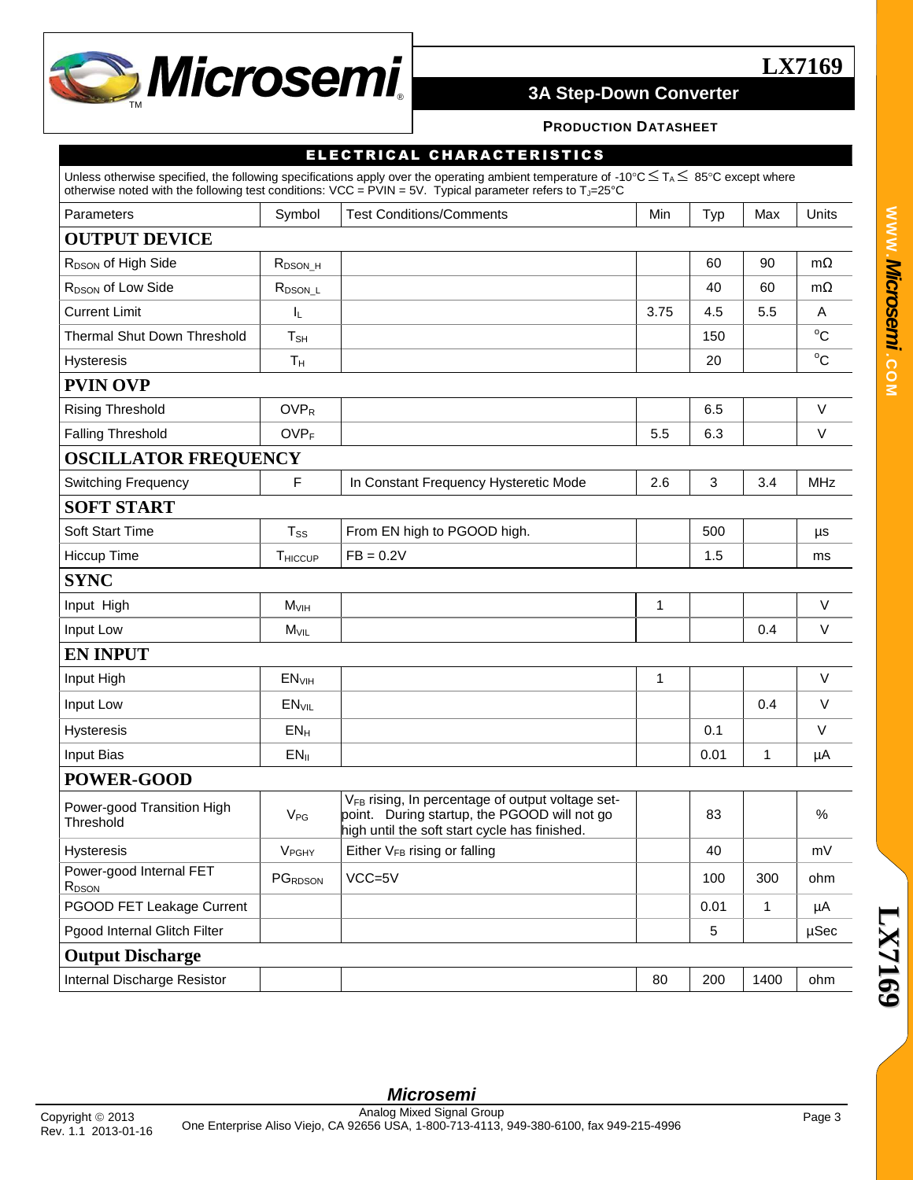## ELECTRICAL CHARACTERISTICS

Unless otherwise specified, the following specifications apply over the operating ambient temperature of -10°C ≤ $T_A$ ≤ 85°C except where otherwise noted with the following test conditions: VCC = PVIN = 5V. Typical parameter refers to $T_J$=25°C

| Parameters | Symbol | Test Conditions/Comments | Min | Typ | Max | Units |
|---|---|---|---|---|---|---|
| **OUTPUT DEVICE** | | | | | | |
| $R_{DSON}$ of High Side | $R_{DSON\_H}$ | | | 60 | 90 | mΩ |
| $R_{DSON}$ of Low Side | $R_{DSON\_L}$ | | | 40 | 60 | mΩ |
| Current Limit | $I_L$ | | 3.75 | 4.5 | 5.5 | A |
| Thermal Shut Down Threshold | $T_{SH}$ | | | 150 | | °C |
| Hysteresis | $T_H$ | | | 20 | | °C |
| **PVIN OVP** | | | | | | |
| Rising Threshold | $OVP_R$ | | | 6.5 | | V |
| Falling Threshold | $OVP_F$ | | 5.5 | 6.3 | | V |
| **OSCILLATOR FREQUENCY** | | | | | | |
| Switching Frequency | F | In Constant Frequency Hysteretic Mode | 2.6 | 3 | 3.4 | MHz |
| **SOFT START** | | | | | | |
| Soft Start Time | $T_{SS}$ | From EN high to PGOOD high. | | 500 | | µs |
| Hiccup Time | $T_{HICCUP}$ | FB = 0.2V | | 1.5 | | ms |
| **SYNC** | | | | | | |
| Input High | $M_{VIH}$ | | 1 | | | V |
| Input Low | $M_{VIL}$ | | | | 0.4 | V |
| **EN INPUT** | | | | | | |
| Input High | $EN_{VIH}$ | | 1 | | | V |
| Input Low | $EN_{VIL}$ | | | | 0.4 | V |
| Hysteresis | $EN_H$ | | | 0.1 | | V |
| Input Bias | $EN_{II}$ | | | 0.01 | 1 | µA |
| **POWER-GOOD** | | | | | | |
| Power-good Transition High Threshold | $V_{PG}$ | $V_{FB}$ rising, In percentage of output voltage set-point. During startup, the PGOOD will not go high until the soft start cycle has finished. | | 83 | | % |
| Hysteresis | $V_{PGHY}$ | Either $V_{FB}$ rising or falling | | 40 | | mV |
| Power-good Internal FET $R_{DSON}$ | $PG_{RDSON}$ | VCC=5V | | 100 | 300 | ohm |
| PGOOD FET Leakage Current | | | | 0.01 | 1 | µA |
| Pgood Internal Glitch Filter | | | | 5 | | µSec |
| **Output Discharge** | | | | | | |
| Internal Discharge Resistor | | | 80 | 200 | 1400 | ohm |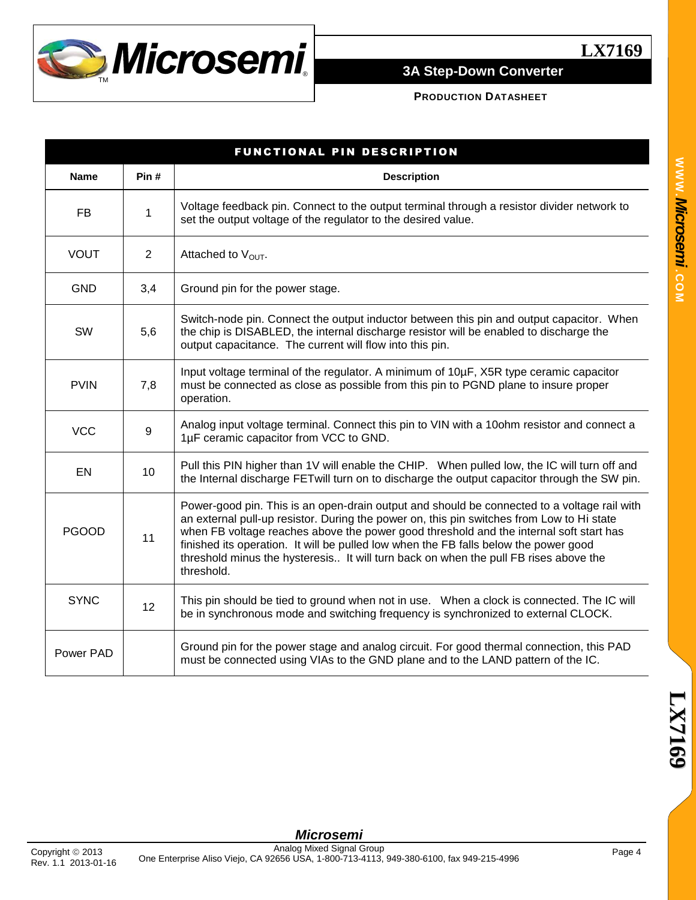## FUNCTIONAL PIN DESCRIPTION

| Name | Pin # | Description |
|---|---|---|
| FB | 1 | Voltage feedback pin. Connect to the output terminal through a resistor divider network to set the output voltage of the regulator to the desired value. |
| VOUT | 2 | Attached to $V_{OUT}$. |
| GND | 3,4 | Ground pin for the power stage. |
| SW | 5,6 | Switch-node pin. Connect the output inductor between this pin and output capacitor. When the chip is DISABLED, the internal discharge resistor will be enabled to discharge the output capacitance. The current will flow into this pin. |
| PVIN | 7,8 | Input voltage terminal of the regulator. A minimum of 10µF, X5R type ceramic capacitor must be connected as close as possible from this pin to PGND plane to insure proper operation. |
| VCC | 9 | Analog input voltage terminal. Connect this pin to VIN with a 10ohm resistor and connect a 1µF ceramic capacitor from VCC to GND. |
| EN | 10 | Pull this PIN higher than 1V will enable the CHIP. When pulled low, the IC will turn off and the Internal discharge FETwill turn on to discharge the output capacitor through the SW pin. |
| PGOOD | 11 | Power-good pin. This is an open-drain output and should be connected to a voltage rail with an external pull-up resistor. During the power on, this pin switches from Low to Hi state when FB voltage reaches above the power good threshold and the internal soft start has finished its operation. It will be pulled low when the FB falls below the power good threshold minus the hysteresis.. It will turn back on when the pull FB rises above the threshold. |
| SYNC | 12 | This pin should be tied to ground when not in use. When a clock is connected. The IC will be in synchronous mode and switching frequency is synchronized to external CLOCK. |
| Power PAD | | Ground pin for the power stage and analog circuit. For good thermal connection, this PAD must be connected using VIAs to the GND plane and to the LAND pattern of the IC. |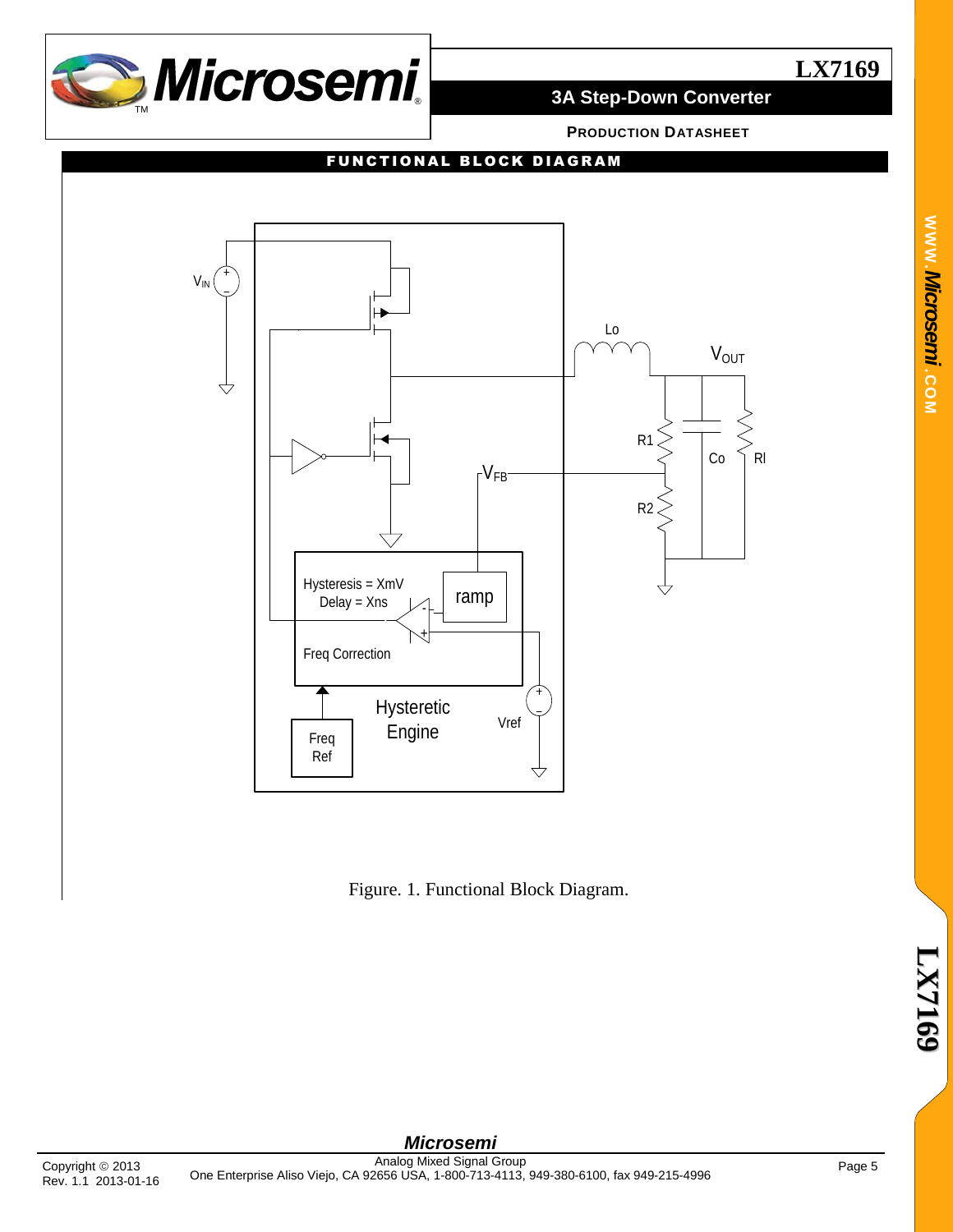## FUNCTIONAL BLOCK DIAGRAM

Figure. 1. Functional Block Diagram.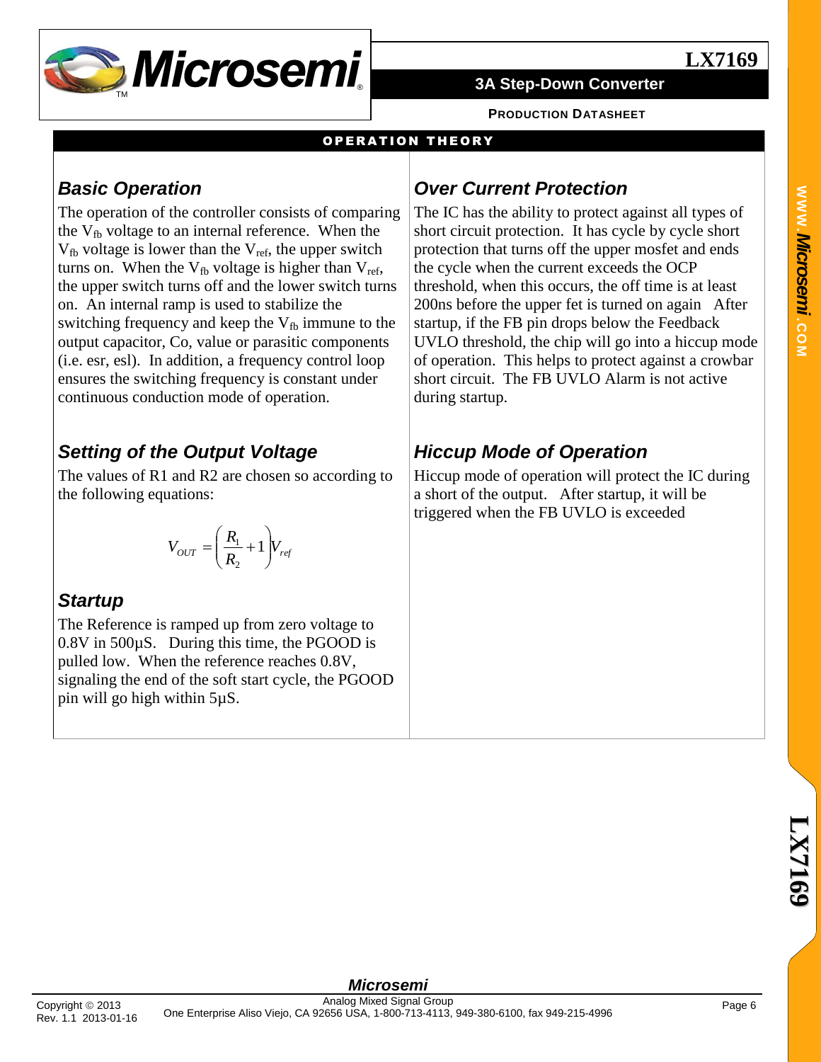## OPERATION THEORY

### Basic Operation

The operation of the controller consists of comparing the $V_{fb}$ voltage to an internal reference. When the $V_{fb}$ voltage is lower than the $V_{ref}$, the upper switch turns on. When the $V_{fb}$ voltage is higher than $V_{ref}$, the upper switch turns off and the lower switch turns on. An internal ramp is used to stabilize the switching frequency and keep the $V_{fb}$ immune to the output capacitor, Co, value or parasitic components (i.e. esr, esl). In addition, a frequency control loop ensures the switching frequency is constant under continuous conduction mode of operation.

### Setting of the Output Voltage

The values of R1 and R2 are chosen so according to the following equations:

$$V_{OUT} = \left(\frac{R_1}{R_2} + 1\right) V_{ref}$$

### Startup

The Reference is ramped up from zero voltage to 0.8V in 500µS. During this time, the PGOOD is pulled low. When the reference reaches 0.8V, signaling the end of the soft start cycle, the PGOOD pin will go high within 5µS.

### Over Current Protection

The IC has the ability to protect against all types of short circuit protection. It has cycle by cycle short protection that turns off the upper mosfet and ends the cycle when the current exceeds the OCP threshold, when this occurs, the off time is at least 200ns before the upper fet is turned on again After startup, if the FB pin drops below the Feedback UVLO threshold, the chip will go into a hiccup mode of operation. This helps to protect against a crowbar short circuit. The FB UVLO Alarm is not active during startup.

### Hiccup Mode of Operation

Hiccup mode of operation will protect the IC during a short of the output. After startup, it will be triggered when the FB UVLO is exceeded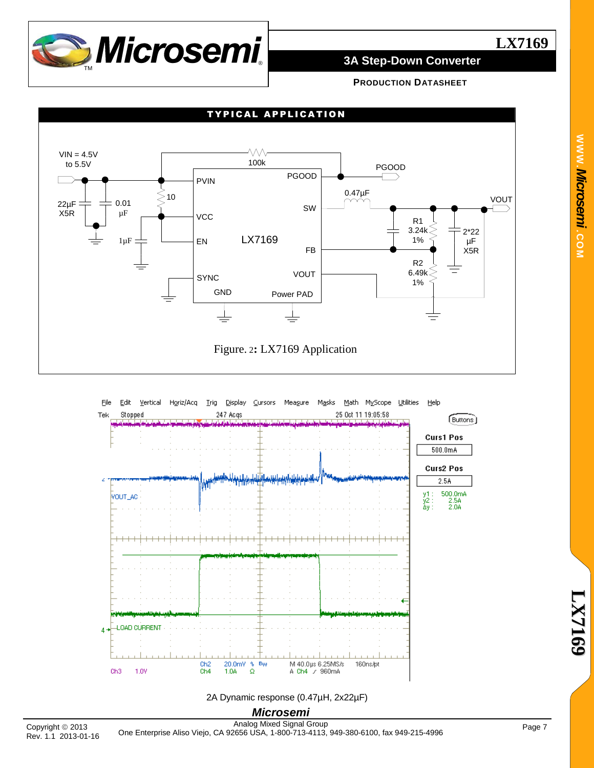## TYPICAL APPLICATION

Figure. 2: LX7169 Application

2A Dynamic response (0.47µH, 2x22µF)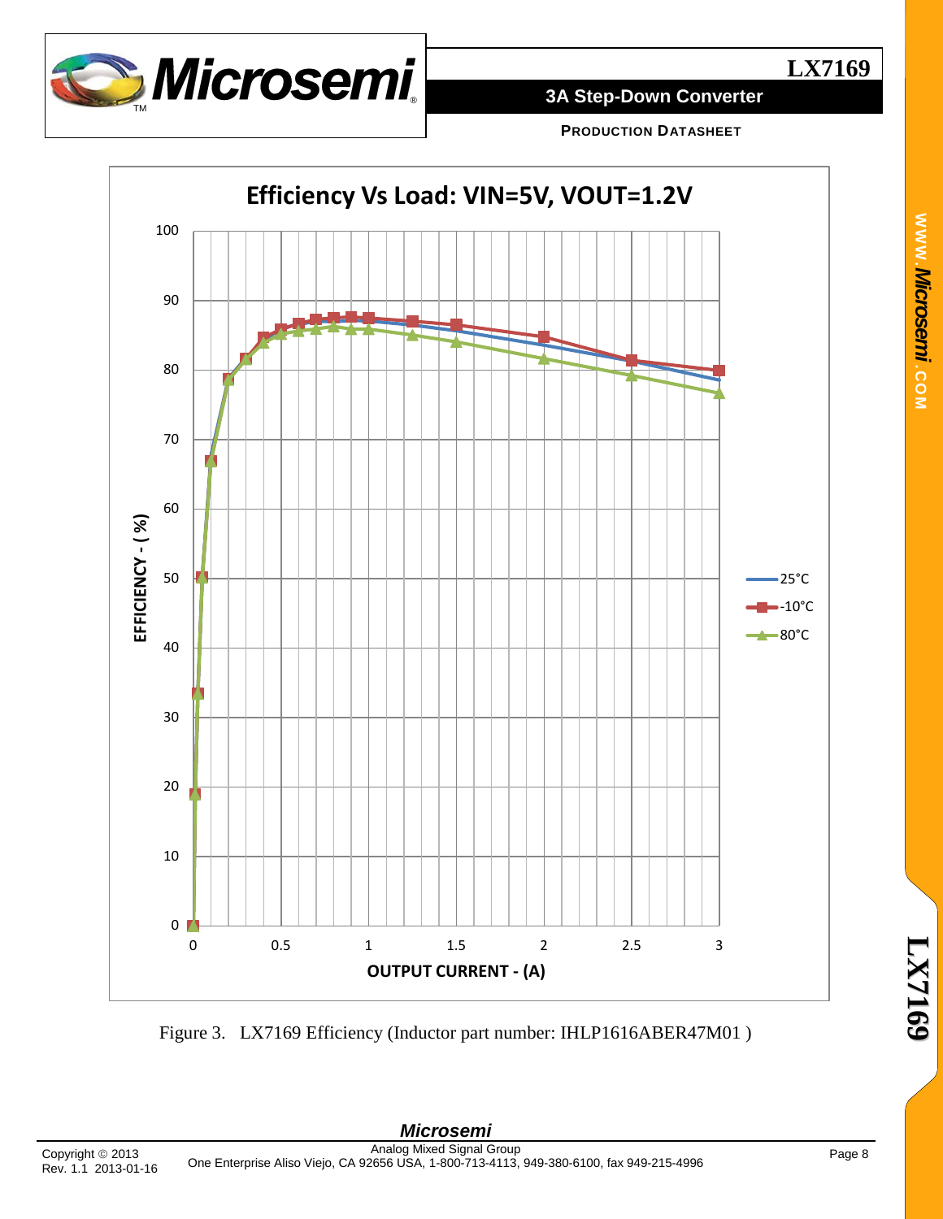Figure 3. LX7169 Efficiency (Inductor part number: IHLP1616ABER47M01 )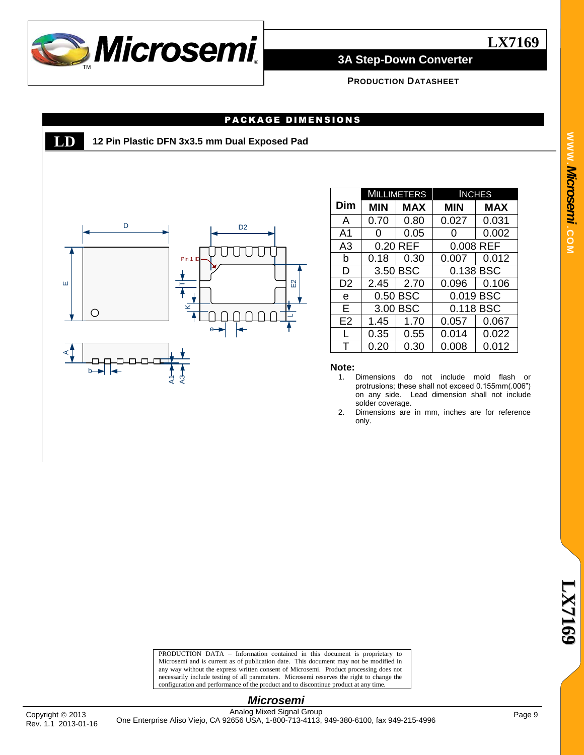## PACKAGE DIMENSIONS

### LD 12 Pin Plastic DFN 3x3.5 mm Dual Exposed Pad

D

D2

E

Pin 1 ID

T

K

E2

L

e

A

b

A1

A3

| Dim | MILLIMETERS | | INCHES | |
|---|---|---|---|---|
| | MIN | MAX | MIN | MAX |
| A | 0.70 | 0.80 | 0.027 | 0.031 |
| A1 | 0 | 0.05 | 0 | 0.002 |
| A3 | 0.20 REF | | 0.008 REF | |
| b | 0.18 | 0.30 | 0.007 | 0.012 |
| D | 3.50 BSC | | 0.138 BSC | |
| D2 | 2.45 | 2.70 | 0.096 | 0.106 |
| e | 0.50 BSC | | 0.019 BSC | |
| E | 3.00 BSC | | 0.118 BSC | |
| E2 | 1.45 | 1.70 | 0.057 | 0.067 |
| L | 0.35 | 0.55 | 0.014 | 0.022 |
| T | 0.20 | 0.30 | 0.008 | 0.012 |

**Note:**

1. Dimensions do not include mold flash or protrusions; these shall not exceed 0.155mm(.006") on any side. Lead dimension shall not include solder coverage.
2. Dimensions are in mm, inches are for reference only.

PRODUCTION DATA – Information contained in this document is proprietary to Microsemi and is current as of publication date. This document may not be modified in any way without the express written consent of Microsemi. Product processing does not necessarily include testing of all parameters. Microsemi reserves the right to change the configuration and performance of the product and to discontinue product at any time.